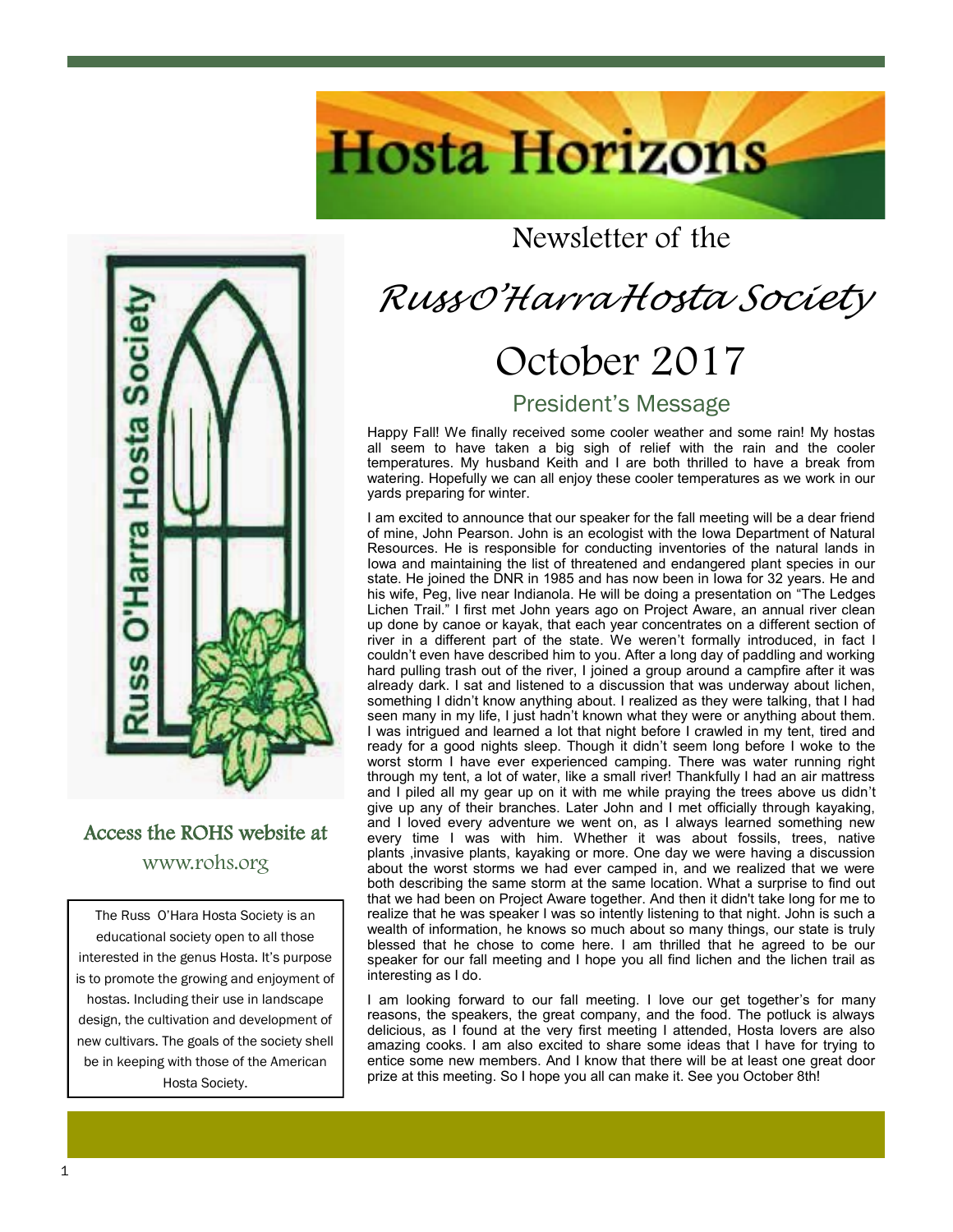# Hosta Horizons

Newsletter of the

## *RussO'HarraHosta Society*

## October 2017

### President's Message

Happy Fall! We finally received some cooler weather and some rain! My hostas all seem to have taken a big sigh of relief with the rain and the cooler temperatures. My husband Keith and I are both thrilled to have a break from watering. Hopefully we can all enjoy these cooler temperatures as we work in our yards preparing for winter.

I am excited to announce that our speaker for the fall meeting will be a dear friend of mine, John Pearson. John is an ecologist with the Iowa Department of Natural Resources. He is responsible for conducting inventories of the natural lands in Iowa and maintaining the list of threatened and endangered plant species in our state. He joined the DNR in 1985 and has now been in Iowa for 32 years. He and his wife, Peg, live near Indianola. He will be doing a presentation on "The Ledges Lichen Trail." I first met John years ago on Project Aware, an annual river clean up done by canoe or kayak, that each year concentrates on a different section of river in a different part of the state. We weren't formally introduced, in fact I couldn't even have described him to you. After a long day of paddling and working hard pulling trash out of the river, I joined a group around a campfire after it was already dark. I sat and listened to a discussion that was underway about lichen, something I didn't know anything about. I realized as they were talking, that I had seen many in my life, I just hadn't known what they were or anything about them. I was intrigued and learned a lot that night before I crawled in my tent, tired and ready for a good nights sleep. Though it didn't seem long before I woke to the worst storm I have ever experienced camping. There was water running right through my tent, a lot of water, like a small river! Thankfully I had an air mattress and I piled all my gear up on it with me while praying the trees above us didn't give up any of their branches. Later John and I met officially through kayaking, and I loved every adventure we went on, as I always learned something new every time I was with him. Whether it was about fossils, trees, native plants ,invasive plants, kayaking or more. One day we were having a discussion about the worst storms we had ever camped in, and we realized that we were both describing the same storm at the same location. What a surprise to find out that we had been on Project Aware together. And then it didn't take long for me to realize that he was speaker I was so intently listening to that night. John is such a wealth of information, he knows so much about so many things, our state is truly blessed that he chose to come here. I am thrilled that he agreed to be our speaker for our fall meeting and I hope you all find lichen and the lichen trail as interesting as I do.

I am looking forward to our fall meeting. I love our get together's for many reasons, the speakers, the great company, and the food. The potluck is always delicious, as I found at the very first meeting I attended, Hosta lovers are also amazing cooks. I am also excited to share some ideas that I have for trying to entice some new members. And I know that there will be at least one great door prize at this meeting. So I hope you all can make it. See you October 8th!

Russ O'Harra Hosta Society

Access the ROHS website at www.rohs.org

The Russ O'Hara Hosta Society is an educational society open to all those interested in the genus Hosta. It's purpose is to promote the growing and enjoyment of hostas. Including their use in landscape design, the cultivation and development of new cultivars. The goals of the society shell be in keeping with those of the American Hosta Society.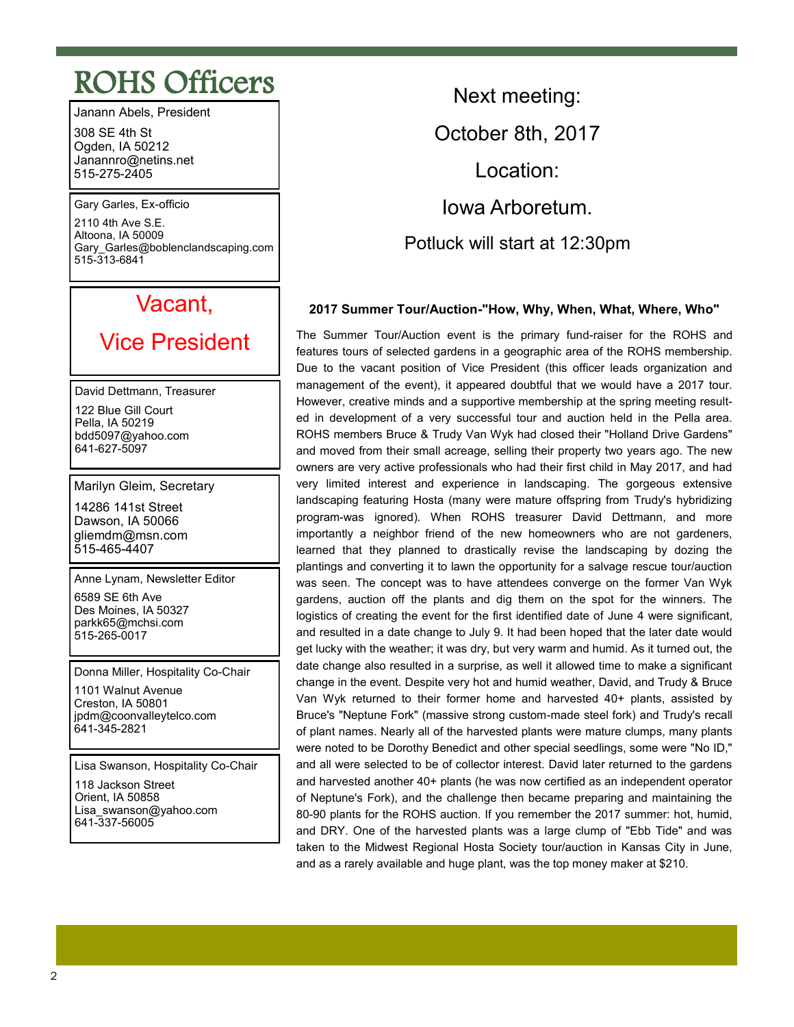# ROHS Officers

Janann Abels, President

308 SE 4th St
Ogden, IA 50212
Janannro@netins.net
515-275-2405

Gary Garles, Ex-officio

2110 4th Ave S.E.
Altoona, IA 50009
Gary_Garles@boblenclandscaping.com
515-313-6841

Vacant,

Vice President

David Dettmann, Treasurer

122 Blue Gill Court
Pella, IA 50219
bdd5097@yahoo.com
641-627-5097

Marilyn Gleim, Secretary

14286 141st Street
Dawson, IA 50066
gliemdm@msn.com
515-465-4407

Anne Lynam, Newsletter Editor

6589 SE 6th Ave
Des Moines, IA 50327
parkk65@mchsi.com
515-265-0017

Donna Miller, Hospitality Co-Chair

1101 Walnut Avenue
Creston, IA 50801
jpdm@coonvalleytelco.com
641-345-2821

Lisa Swanson, Hospitality Co-Chair

118 Jackson Street
Orient, IA 50858
Lisa_swanson@yahoo.com
641-337-56005

Next meeting:

October 8th, 2017

Location:

Iowa Arboretum.

Potluck will start at 12:30pm

**2017 Summer Tour/Auction-"How, Why, When, What, Where, Who"**

The Summer Tour/Auction event is the primary fund-raiser for the ROHS and features tours of selected gardens in a geographic area of the ROHS membership. Due to the vacant position of Vice President (this officer leads organization and management of the event), it appeared doubtful that we would have a 2017 tour. However, creative minds and a supportive membership at the spring meeting resulted in development of a very successful tour and auction held in the Pella area. ROHS members Bruce & Trudy Van Wyk had closed their "Holland Drive Gardens" and moved from their small acreage, selling their property two years ago. The new owners are very active professionals who had their first child in May 2017, and had very limited interest and experience in landscaping. The gorgeous extensive landscaping featuring Hosta (many were mature offspring from Trudy's hybridizing program-was ignored). When ROHS treasurer David Dettmann, and more importantly a neighbor friend of the new homeowners who are not gardeners, learned that they planned to drastically revise the landscaping by dozing the plantings and converting it to lawn the opportunity for a salvage rescue tour/auction was seen. The concept was to have attendees converge on the former Van Wyk gardens, auction off the plants and dig them on the spot for the winners. The logistics of creating the event for the first identified date of June 4 were significant, and resulted in a date change to July 9. It had been hoped that the later date would get lucky with the weather; it was dry, but very warm and humid. As it turned out, the date change also resulted in a surprise, as well it allowed time to make a significant change in the event. Despite very hot and humid weather, David, and Trudy & Bruce Van Wyk returned to their former home and harvested 40+ plants, assisted by Bruce's "Neptune Fork" (massive strong custom-made steel fork) and Trudy's recall of plant names. Nearly all of the harvested plants were mature clumps, many plants were noted to be Dorothy Benedict and other special seedlings, some were "No ID," and all were selected to be of collector interest. David later returned to the gardens and harvested another 40+ plants (he was now certified as an independent operator of Neptune's Fork), and the challenge then became preparing and maintaining the 80-90 plants for the ROHS auction. If you remember the 2017 summer: hot, humid, and DRY. One of the harvested plants was a large clump of "Ebb Tide" and was taken to the Midwest Regional Hosta Society tour/auction in Kansas City in June, and as a rarely available and huge plant, was the top money maker at $210.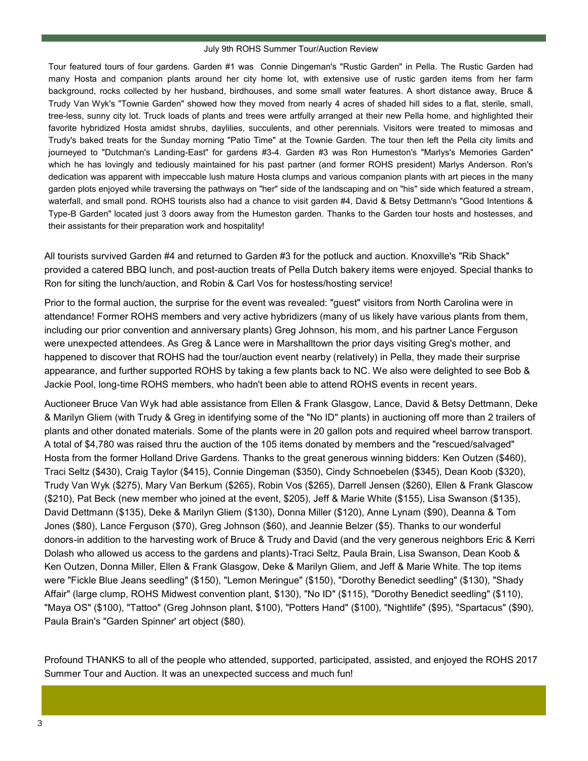## July 9th ROHS Summer Tour/Auction Review

Tour featured tours of four gardens. Garden #1 was Connie Dingeman's "Rustic Garden" in Pella. The Rustic Garden had many Hosta and companion plants around her city home lot, with extensive use of rustic garden items from her farm background, rocks collected by her husband, birdhouses, and some small water features. A short distance away, Bruce & Trudy Van Wyk's "Townie Garden" showed how they moved from nearly 4 acres of shaded hill sides to a flat, sterile, small, tree-less, sunny city lot. Truck loads of plants and trees were artfully arranged at their new Pella home, and highlighted their favorite hybridized Hosta amidst shrubs, daylilies, succulents, and other perennials. Visitors were treated to mimosas and Trudy's baked treats for the Sunday morning "Patio Time" at the Townie Garden. The tour then left the Pella city limits and journeyed to "Dutchman's Landing-East" for gardens #3-4. Garden #3 was Ron Humeston's "Marlys's Memories Garden" which he has lovingly and tediously maintained for his past partner (and former ROHS president) Marlys Anderson. Ron's dedication was apparent with impeccable lush mature Hosta clumps and various companion plants with art pieces in the many garden plots enjoyed while traversing the pathways on "her" side of the landscaping and on "his" side which featured a stream, waterfall, and small pond. ROHS tourists also had a chance to visit garden #4, David & Betsy Dettmann's "Good Intentions & Type-B Garden" located just 3 doors away from the Humeston garden. Thanks to the Garden tour hosts and hostesses, and their assistants for their preparation work and hospitality!

All tourists survived Garden #4 and returned to Garden #3 for the potluck and auction. Knoxville's "Rib Shack" provided a catered BBQ lunch, and post-auction treats of Pella Dutch bakery items were enjoyed. Special thanks to Ron for siting the lunch/auction, and Robin & Carl Vos for hostess/hosting service!

Prior to the formal auction, the surprise for the event was revealed: "guest" visitors from North Carolina were in attendance! Former ROHS members and very active hybridizers (many of us likely have various plants from them, including our prior convention and anniversary plants) Greg Johnson, his mom, and his partner Lance Ferguson were unexpected attendees. As Greg & Lance were in Marshalltown the prior days visiting Greg's mother, and happened to discover that ROHS had the tour/auction event nearby (relatively) in Pella, they made their surprise appearance, and further supported ROHS by taking a few plants back to NC. We also were delighted to see Bob & Jackie Pool, long-time ROHS members, who hadn't been able to attend ROHS events in recent years.

Auctioneer Bruce Van Wyk had able assistance from Ellen & Frank Glasgow, Lance, David & Betsy Dettmann, Deke & Marilyn Gliem (with Trudy & Greg in identifying some of the "No ID" plants) in auctioning off more than 2 trailers of plants and other donated materials. Some of the plants were in 20 gallon pots and required wheel barrow transport. A total of $4,780 was raised thru the auction of the 105 items donated by members and the "rescued/salvaged" Hosta from the former Holland Drive Gardens. Thanks to the great generous winning bidders: Ken Outzen ($460), Traci Seltz ($430), Craig Taylor ($415), Connie Dingeman ($350), Cindy Schnoebelen ($345), Dean Koob ($320), Trudy Van Wyk ($275), Mary Van Berkum ($265), Robin Vos ($265), Darrell Jensen ($260), Ellen & Frank Glascow ($210), Pat Beck (new member who joined at the event, $205), Jeff & Marie White ($155), Lisa Swanson ($135), David Dettmann ($135), Deke & Marilyn Gliem ($130), Donna Miller ($120), Anne Lynam ($90), Deanna & Tom Jones ($80), Lance Ferguson ($70), Greg Johnson ($60), and Jeannie Belzer ($5). Thanks to our wonderful donors-in addition to the harvesting work of Bruce & Trudy and David (and the very generous neighbors Eric & Kerri Dolash who allowed us access to the gardens and plants)-Traci Seltz, Paula Brain, Lisa Swanson, Dean Koob & Ken Outzen, Donna Miller, Ellen & Frank Glasgow, Deke & Marilyn Gliem, and Jeff & Marie White. The top items were "Fickle Blue Jeans seedling" ($150), "Lemon Meringue" ($150), "Dorothy Benedict seedling" ($130), "Shady Affair" (large clump, ROHS Midwest convention plant, $130), "No ID" ($115), "Dorothy Benedict seedling" ($110), "Maya OS" ($100), "Tattoo" (Greg Johnson plant, $100), "Potters Hand" ($100), "Nightlife" ($95), "Spartacus" ($90), Paula Brain's "Garden Spinner' art object ($80).

Profound THANKS to all of the people who attended, supported, participated, assisted, and enjoyed the ROHS 2017 Summer Tour and Auction. It was an unexpected success and much fun!